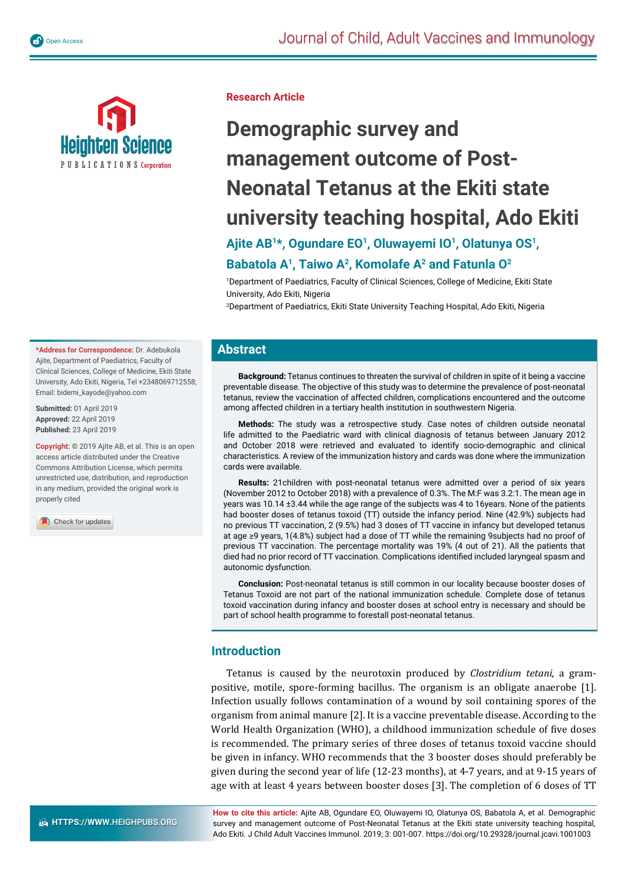Research Article

# Demographic survey and management outcome of Post-Neonatal Tetanus at the Ekiti state university teaching hospital, Ado Ekiti

**Ajite AB[1]\*, Ogundare EO[1], Oluwayemi IO[1], Olatunya OS[1], Babatola A[1], Taiwo A[2], Komolafe A[2] and Fatunla O[2]**

[1]Department of Paediatrics, Faculty of Clinical Sciences, College of Medicine, Ekiti State University, Ado Ekiti, Nigeria

[2]Department of Paediatrics, Ekiti State University Teaching Hospital, Ado Ekiti, Nigeria

**\*Address for Correspondence:** Dr. Adebukola Ajite, Department of Paediatrics, Faculty of Clinical Sciences, College of Medicine, Ekiti State University, Ado Ekiti, Nigeria, Tel +2348069712558; Email: bidemi_kayode@yahoo.com

**Submitted:** 01 April 2019
**Approved:** 22 April 2019
**Published:** 23 April 2019

**Copyright:** © 2019 Ajite AB, et al. This is an open access article distributed under the Creative Commons Attribution License, which permits unrestricted use, distribution, and reproduction in any medium, provided the original work is properly cited

## Abstract

**Background:** Tetanus continues to threaten the survival of children in spite of it being a vaccine preventable disease. The objective of this study was to determine the prevalence of post-neonatal tetanus, review the vaccination of affected children, complications encountered and the outcome among affected children in a tertiary health institution in southwestern Nigeria.

**Methods:** The study was a retrospective study. Case notes of children outside neonatal life admitted to the Paediatric ward with clinical diagnosis of tetanus between January 2012 and October 2018 were retrieved and evaluated to identify socio-demographic and clinical characteristics. A review of the immunization history and cards was done where the immunization cards were available.

**Results:** 21children with post-neonatal tetanus were admitted over a period of six years (November 2012 to October 2018) with a prevalence of 0.3%. The M:F was 3.2:1. The mean age in years was 10.14 ±3.44 while the age range of the subjects was 4 to 16years. None of the patients had booster doses of tetanus toxoid (TT) outside the infancy period. Nine (42.9%) subjects had no previous TT vaccination, 2 (9.5%) had 3 doses of TT vaccine in infancy but developed tetanus at age ≥9 years, 1(4.8%) subject had a dose of TT while the remaining 9subjects had no proof of previous TT vaccination. The percentage mortality was 19% (4 out of 21). All the patients that died had no prior record of TT vaccination. Complications identified included laryngeal spasm and autonomic dysfunction.

**Conclusion:** Post-neonatal tetanus is still common in our locality because booster doses of Tetanus Toxoid are not part of the national immunization schedule. Complete dose of tetanus toxoid vaccination during infancy and booster doses at school entry is necessary and should be part of school health programme to forestall post-neonatal tetanus.

## Introduction

Tetanus is caused by the neurotoxin produced by *Clostridium tetani,* a gram-positive, motile, spore-forming bacillus. The organism is an obligate anaerobe [1]. Infection usually follows contamination of a wound by soil containing spores of the organism from animal manure [2]. It is a vaccine preventable disease. According to the World Health Organization (WHO), a childhood immunization schedule of five doses is recommended. The primary series of three doses of tetanus toxoid vaccine should be given in infancy. WHO recommends that the 3 booster doses should preferably be given during the second year of life (12-23 months), at 4-7 years, and at 9-15 years of age with at least 4 years between booster doses [3]. The completion of 6 doses of TT

**How to cite this article:** Ajite AB, Ogundare EO, Oluwayemi IO, Olatunya OS, Babatola A, et al. Demographic survey and management outcome of Post-Neonatal Tetanus at the Ekiti state university teaching hospital, Ado Ekiti. J Child Adult Vaccines Immunol. 2019; 3: 001-007. https://doi.org/10.29328/journal.jcavi.1001003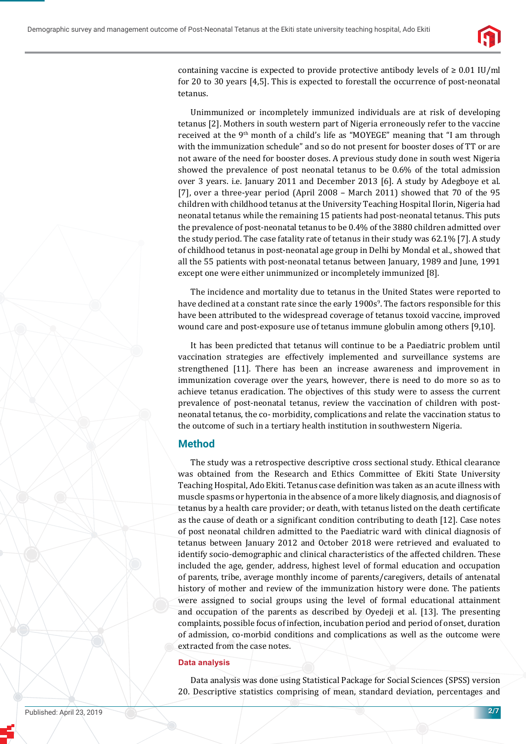containing vaccine is expected to provide protective antibody levels of ≥ 0.01 IU/ml for 20 to 30 years [4,5]. This is expected to forestall the occurrence of post-neonatal tetanus.

Unimmunized or incompletely immunized individuals are at risk of developing tetanus [2]. Mothers in south western part of Nigeria erroneously refer to the vaccine received at the 9th month of a child's life as "MOYEGE" meaning that "I am through with the immunization schedule" and so do not present for booster doses of TT or are not aware of the need for booster doses. A previous study done in south west Nigeria showed the prevalence of post neonatal tetanus to be 0.6% of the total admission over 3 years. i.e. January 2011 and December 2013 [6]. A study by Adegboye et al. [7], over a three-year period (April 2008 – March 2011) showed that 70 of the 95 children with childhood tetanus at the University Teaching Hospital Ilorin, Nigeria had neonatal tetanus while the remaining 15 patients had post-neonatal tetanus. This puts the prevalence of post-neonatal tetanus to be 0.4% of the 3880 children admitted over the study period. The case fatality rate of tetanus in their study was 62.1% [7]. A study of childhood tetanus in post-neonatal age group in Delhi by Mondal et al., showed that all the 55 patients with post-neonatal tetanus between January, 1989 and June, 1991 except one were either unimmunized or incompletely immunized [8].

The incidence and mortality due to tetanus in the United States were reported to have declined at a constant rate since the early 1900s[9]. The factors responsible for this have been attributed to the widespread coverage of tetanus toxoid vaccine, improved wound care and post-exposure use of tetanus immune globulin among others [9,10].

It has been predicted that tetanus will continue to be a Paediatric problem until vaccination strategies are effectively implemented and surveillance systems are strengthened [11]. There has been an increase awareness and improvement in immunization coverage over the years, however, there is need to do more so as to achieve tetanus eradication. The objectives of this study were to assess the current prevalence of post-neonatal tetanus, review the vaccination of children with post-neonatal tetanus, the co- morbidity, complications and relate the vaccination status to the outcome of such in a tertiary health institution in southwestern Nigeria.

## Method

The study was a retrospective descriptive cross sectional study. Ethical clearance was obtained from the Research and Ethics Committee of Ekiti State University Teaching Hospital, Ado Ekiti. Tetanus case definition was taken as an acute illness with muscle spasms or hypertonia in the absence of a more likely diagnosis, and diagnosis of tetanus by a health care provider; or death, with tetanus listed on the death certificate as the cause of death or a significant condition contributing to death [12]. Case notes of post neonatal children admitted to the Paediatric ward with clinical diagnosis of tetanus between January 2012 and October 2018 were retrieved and evaluated to identify socio-demographic and clinical characteristics of the affected children. These included the age, gender, address, highest level of formal education and occupation of parents, tribe, average monthly income of parents/caregivers, details of antenatal history of mother and review of the immunization history were done. The patients were assigned to social groups using the level of formal educational attainment and occupation of the parents as described by Oyedeji et al. [13]. The presenting complaints, possible focus of infection, incubation period and period of onset, duration of admission, co-morbid conditions and complications as well as the outcome were extracted from the case notes.

### Data analysis

Data analysis was done using Statistical Package for Social Sciences (SPSS) version 20. Descriptive statistics comprising of mean, standard deviation, percentages and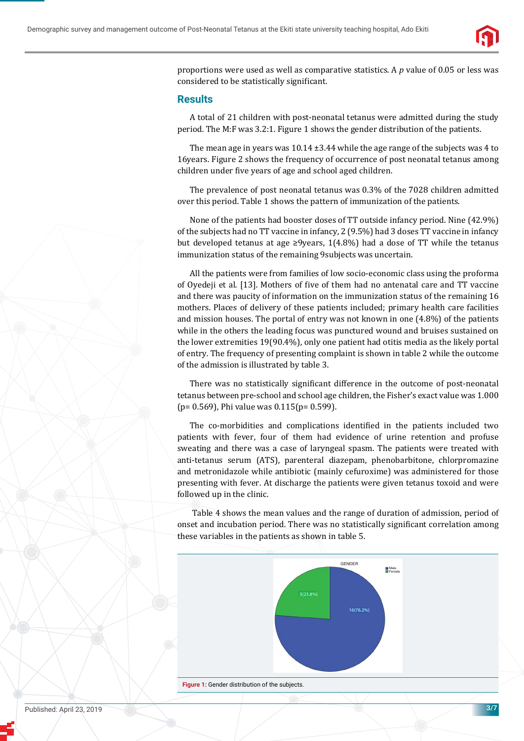proportions were used as well as comparative statistics. A *p* value of 0.05 or less was considered to be statistically significant.

## Results

A total of 21 children with post-neonatal tetanus were admitted during the study period. The M:F was 3.2:1. Figure 1 shows the gender distribution of the patients.

The mean age in years was 10.14 ±3.44 while the age range of the subjects was 4 to 16years. Figure 2 shows the frequency of occurrence of post neonatal tetanus among children under five years of age and school aged children.

The prevalence of post neonatal tetanus was 0.3% of the 7028 children admitted over this period. Table 1 shows the pattern of immunization of the patients.

None of the patients had booster doses of TT outside infancy period. Nine (42.9%) of the subjects had no TT vaccine in infancy, 2 (9.5%) had 3 doses TT vaccine in infancy but developed tetanus at age ≥9years, 1(4.8%) had a dose of TT while the tetanus immunization status of the remaining 9subjects was uncertain.

All the patients were from families of low socio-economic class using the proforma of Oyedeji et al. [13]. Mothers of five of them had no antenatal care and TT vaccine and there was paucity of information on the immunization status of the remaining 16 mothers. Places of delivery of these patients included; primary health care facilities and mission houses. The portal of entry was not known in one (4.8%) of the patients while in the others the leading focus was punctured wound and bruises sustained on the lower extremities 19(90.4%), only one patient had otitis media as the likely portal of entry. The frequency of presenting complaint is shown in table 2 while the outcome of the admission is illustrated by table 3.

There was no statistically significant difference in the outcome of post-neonatal tetanus between pre-school and school age children, the Fisher's exact value was 1.000 (p= 0.569), Phi value was 0.115(p= 0.599).

The co-morbidities and complications identified in the patients included two patients with fever, four of them had evidence of urine retention and profuse sweating and there was a case of laryngeal spasm. The patients were treated with anti-tetanus serum (ATS), parenteral diazepam, phenobarbitone, chlorpromazine and metronidazole while antibiotic (mainly cefuroxime) was administered for those presenting with fever. At discharge the patients were given tetanus toxoid and were followed up in the clinic.

Table 4 shows the mean values and the range of duration of admission, period of onset and incubation period. There was no statistically significant correlation among these variables in the patients as shown in table 5.

**Figure 1:** Gender distribution of the subjects.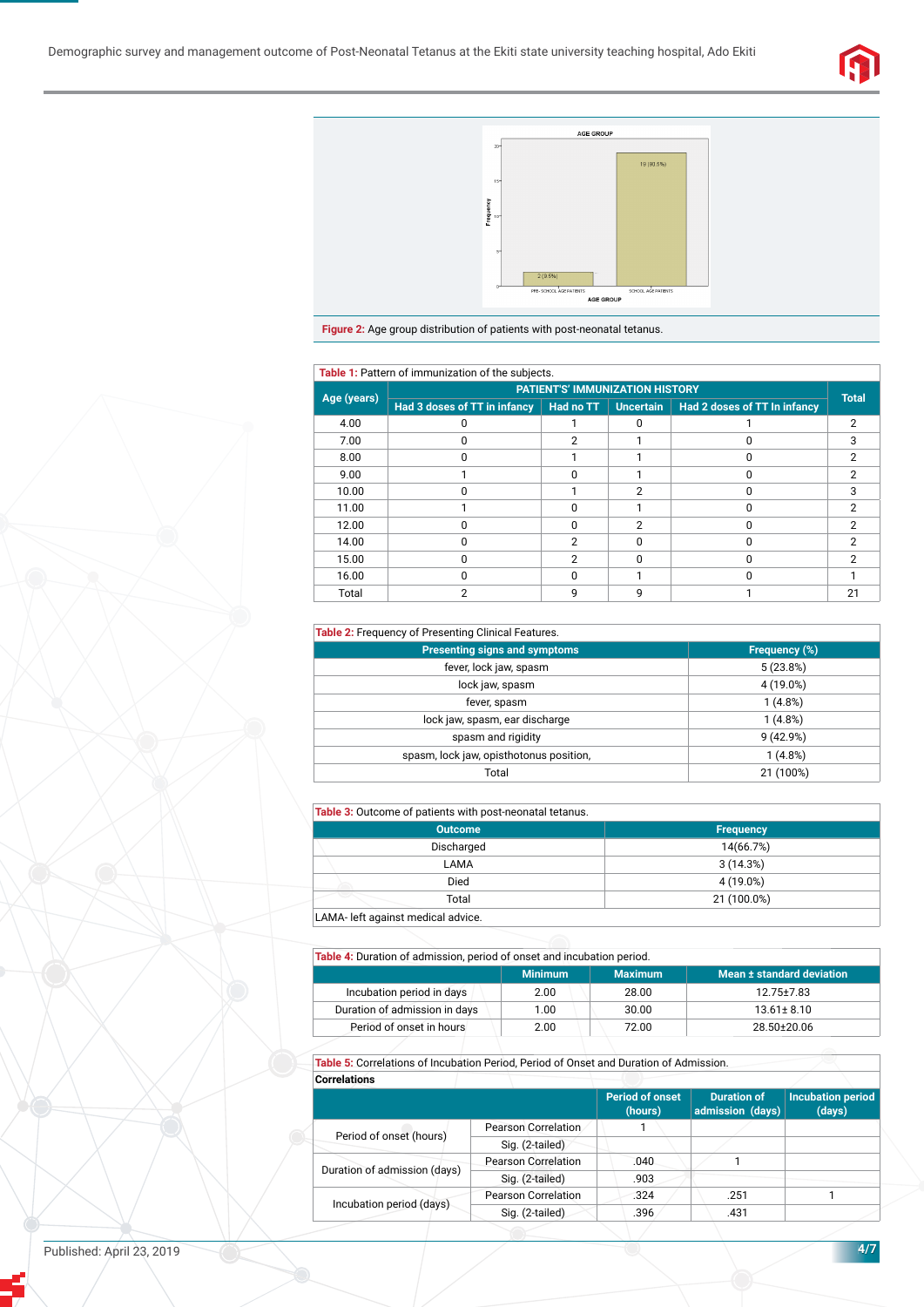**Figure 2:** Age group distribution of patients with post-neonatal tetanus.

**Table 1:** Pattern of immunization of the subjects.

| Age (years) | PATIENT'S' IMMUNIZATION HISTORY | | | | Total |
|---|---|---|---|---|---|
| | Had 3 doses of TT in infancy | Had no TT | Uncertain | Had 2 doses of TT In infancy | |
| 4.00 | 0 | 1 | 0 | 1 | 2 |
| 7.00 | 0 | 2 | 1 | 0 | 3 |
| 8.00 | 0 | 1 | 1 | 0 | 2 |
| 9.00 | 1 | 0 | 1 | 0 | 2 |
| 10.00 | 0 | 1 | 2 | 0 | 3 |
| 11.00 | 1 | 0 | 1 | 0 | 2 |
| 12.00 | 0 | 0 | 2 | 0 | 2 |
| 14.00 | 0 | 2 | 0 | 0 | 2 |
| 15.00 | 0 | 2 | 0 | 0 | 2 |
| 16.00 | 0 | 0 | 1 | 0 | 1 |
| Total | 2 | 9 | 9 | 1 | 21 |

**Table 2:** Frequency of Presenting Clinical Features.

| Presenting signs and symptoms | Frequency (%) |
|---|---|
| fever, lock jaw, spasm | 5 (23.8%) |
| lock jaw, spasm | 4 (19.0%) |
| fever, spasm | 1 (4.8%) |
| lock jaw, spasm, ear discharge | 1 (4.8%) |
| spasm and rigidity | 9 (42.9%) |
| spasm, lock jaw, opisthotonus position, | 1 (4.8%) |
| Total | 21 (100%) |

**Table 3:** Outcome of patients with post-neonatal tetanus.

| Outcome | Frequency |
|---|---|
| Discharged | 14(66.7%) |
| LAMA | 3 (14.3%) |
| Died | 4 (19.0%) |
| Total | 21 (100.0%) |

LAMA- left against medical advice.

**Table 4:** Duration of admission, period of onset and incubation period.

| | Minimum | Maximum | Mean ± standard deviation |
|---|---|---|---|
| Incubation period in days | 2.00 | 28.00 | 12.75±7.83 |
| Duration of admission in days | 1.00 | 30.00 | 13.61± 8.10 |
| Period of onset in hours | 2.00 | 72.00 | 28.50±20.06 |

**Table 5:** Correlations of Incubation Period, Period of Onset and Duration of Admission.

**Correlations**

| | | Period of onset (hours) | Duration of admission (days) | Incubation period (days) |
|---|---|---|---|---|
| Period of onset (hours) | Pearson Correlation | 1 | | |
| | Sig. (2-tailed) | | | |
| Duration of admission (days) | Pearson Correlation | .040 | 1 | |
| | Sig. (2-tailed) | .903 | | |
| Incubation period (days) | Pearson Correlation | .324 | .251 | 1 |
| | Sig. (2-tailed) | .396 | .431 | |

Published: April 23, 2019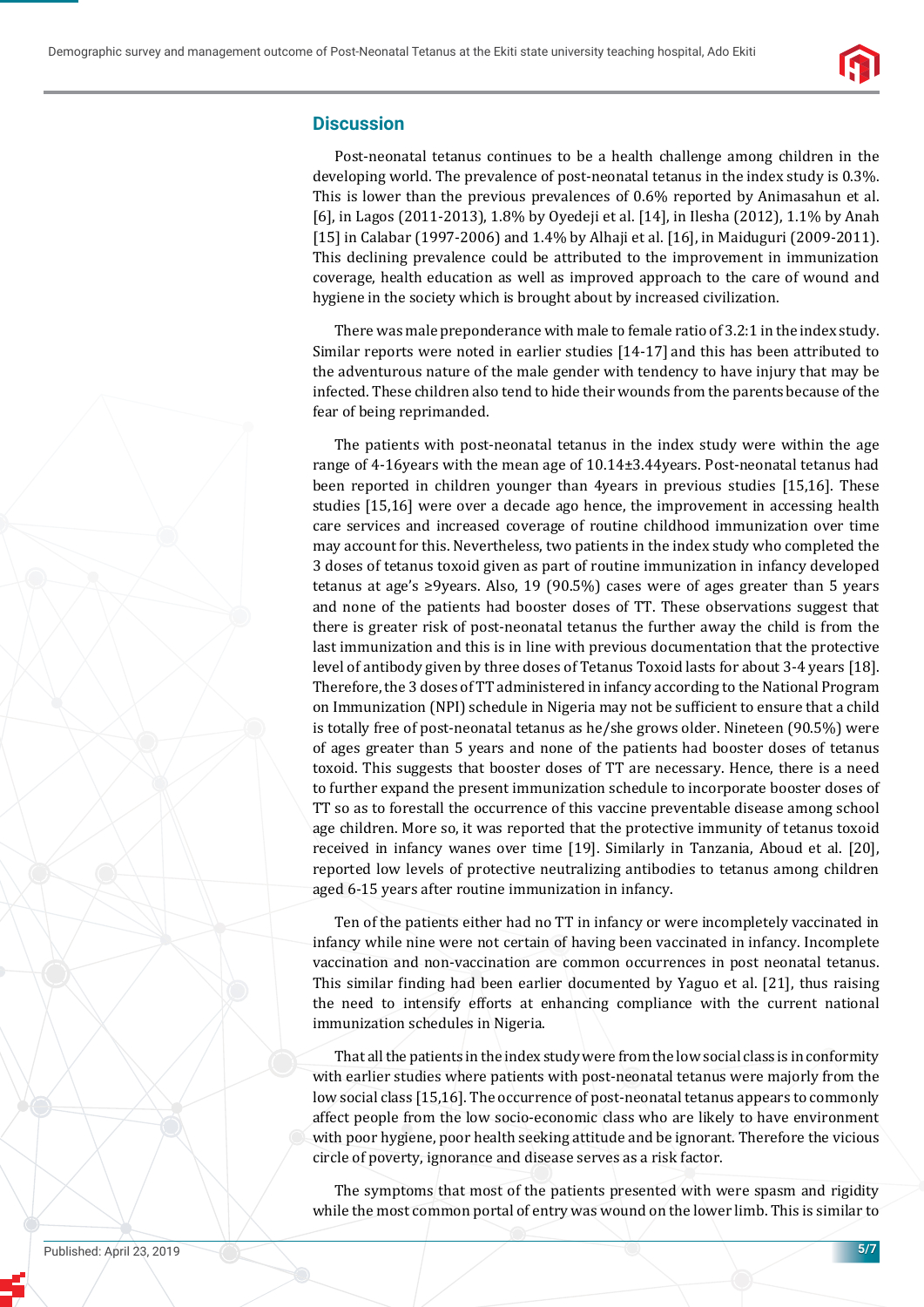## Discussion

Post-neonatal tetanus continues to be a health challenge among children in the developing world. The prevalence of post-neonatal tetanus in the index study is 0.3%. This is lower than the previous prevalences of 0.6% reported by Animasahun et al. [6], in Lagos (2011-2013), 1.8% by Oyedeji et al. [14], in Ilesha (2012), 1.1% by Anah [15] in Calabar (1997-2006) and 1.4% by Alhaji et al. [16], in Maiduguri (2009-2011). This declining prevalence could be attributed to the improvement in immunization coverage, health education as well as improved approach to the care of wound and hygiene in the society which is brought about by increased civilization.

There was male preponderance with male to female ratio of 3.2:1 in the index study. Similar reports were noted in earlier studies [14-17] and this has been attributed to the adventurous nature of the male gender with tendency to have injury that may be infected. These children also tend to hide their wounds from the parents because of the fear of being reprimanded.

The patients with post-neonatal tetanus in the index study were within the age range of 4-16years with the mean age of 10.14±3.44years. Post-neonatal tetanus had been reported in children younger than 4years in previous studies [15,16]. These studies [15,16] were over a decade ago hence, the improvement in accessing health care services and increased coverage of routine childhood immunization over time may account for this. Nevertheless, two patients in the index study who completed the 3 doses of tetanus toxoid given as part of routine immunization in infancy developed tetanus at age's ≥9years. Also, 19 (90.5%) cases were of ages greater than 5 years and none of the patients had booster doses of TT. These observations suggest that there is greater risk of post-neonatal tetanus the further away the child is from the last immunization and this is in line with previous documentation that the protective level of antibody given by three doses of Tetanus Toxoid lasts for about 3-4 years [18]. Therefore, the 3 doses of TT administered in infancy according to the National Program on Immunization (NPI) schedule in Nigeria may not be sufficient to ensure that a child is totally free of post-neonatal tetanus as he/she grows older. Nineteen (90.5%) were of ages greater than 5 years and none of the patients had booster doses of tetanus toxoid. This suggests that booster doses of TT are necessary. Hence, there is a need to further expand the present immunization schedule to incorporate booster doses of TT so as to forestall the occurrence of this vaccine preventable disease among school age children. More so, it was reported that the protective immunity of tetanus toxoid received in infancy wanes over time [19]. Similarly in Tanzania, Aboud et al. [20], reported low levels of protective neutralizing antibodies to tetanus among children aged 6-15 years after routine immunization in infancy.

Ten of the patients either had no TT in infancy or were incompletely vaccinated in infancy while nine were not certain of having been vaccinated in infancy. Incomplete vaccination and non-vaccination are common occurrences in post neonatal tetanus. This similar finding had been earlier documented by Yaguo et al. [21], thus raising the need to intensify efforts at enhancing compliance with the current national immunization schedules in Nigeria.

That all the patients in the index study were from the low social class is in conformity with earlier studies where patients with post-neonatal tetanus were majorly from the low social class [15,16]. The occurrence of post-neonatal tetanus appears to commonly affect people from the low socio-economic class who are likely to have environment with poor hygiene, poor health seeking attitude and be ignorant. Therefore the vicious circle of poverty, ignorance and disease serves as a risk factor.

The symptoms that most of the patients presented with were spasm and rigidity while the most common portal of entry was wound on the lower limb. This is similar to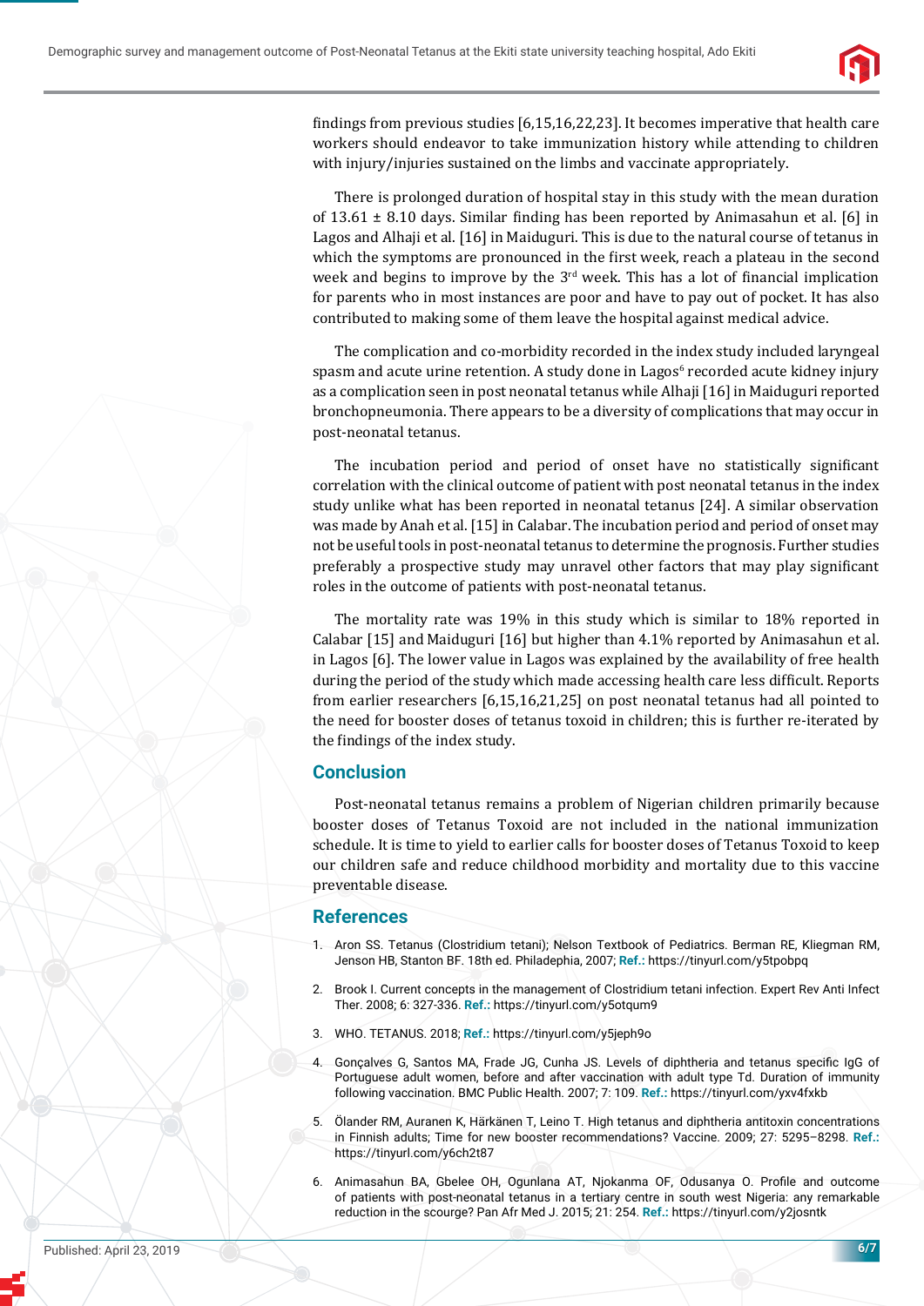findings from previous studies [6,15,16,22,23]. It becomes imperative that health care workers should endeavor to take immunization history while attending to children with injury/injuries sustained on the limbs and vaccinate appropriately.

There is prolonged duration of hospital stay in this study with the mean duration of 13.61 ± 8.10 days. Similar finding has been reported by Animasahun et al. [6] in Lagos and Alhaji et al. [16] in Maiduguri. This is due to the natural course of tetanus in which the symptoms are pronounced in the first week, reach a plateau in the second week and begins to improve by the 3rd week. This has a lot of financial implication for parents who in most instances are poor and have to pay out of pocket. It has also contributed to making some of them leave the hospital against medical advice.

The complication and co-morbidity recorded in the index study included laryngeal spasm and acute urine retention. A study done in Lagos[6] recorded acute kidney injury as a complication seen in post neonatal tetanus while Alhaji [16] in Maiduguri reported bronchopneumonia. There appears to be a diversity of complications that may occur in post-neonatal tetanus.

The incubation period and period of onset have no statistically significant correlation with the clinical outcome of patient with post neonatal tetanus in the index study unlike what has been reported in neonatal tetanus [24]. A similar observation was made by Anah et al. [15] in Calabar. The incubation period and period of onset may not be useful tools in post-neonatal tetanus to determine the prognosis. Further studies preferably a prospective study may unravel other factors that may play significant roles in the outcome of patients with post-neonatal tetanus.

The mortality rate was 19% in this study which is similar to 18% reported in Calabar [15] and Maiduguri [16] but higher than 4.1% reported by Animasahun et al. in Lagos [6]. The lower value in Lagos was explained by the availability of free health during the period of the study which made accessing health care less difficult. Reports from earlier researchers [6,15,16,21,25] on post neonatal tetanus had all pointed to the need for booster doses of tetanus toxoid in children; this is further re-iterated by the findings of the index study.

## Conclusion

Post-neonatal tetanus remains a problem of Nigerian children primarily because booster doses of Tetanus Toxoid are not included in the national immunization schedule. It is time to yield to earlier calls for booster doses of Tetanus Toxoid to keep our children safe and reduce childhood morbidity and mortality due to this vaccine preventable disease.

## References

1. Aron SS. Tetanus (Clostridium tetani); Nelson Textbook of Pediatrics. Berman RE, Kliegman RM, Jenson HB, Stanton BF. 18th ed. Philadephia, 2007; **Ref.:** https://tinyurl.com/y5tpobpq
2. Brook I. Current concepts in the management of Clostridium tetani infection. Expert Rev Anti Infect Ther. 2008; 6: 327-336. **Ref.:** https://tinyurl.com/y5otqum9
3. WHO. TETANUS. 2018; **Ref.:** https://tinyurl.com/y5jeph9o
4. Gonçalves G, Santos MA, Frade JG, Cunha JS. Levels of diphtheria and tetanus specific IgG of Portuguese adult women, before and after vaccination with adult type Td. Duration of immunity following vaccination. BMC Public Health. 2007; 7: 109. **Ref.:** https://tinyurl.com/yxv4fxkb
5. Ölander RM, Auranen K, Härkänen T, Leino T. High tetanus and diphtheria antitoxin concentrations in Finnish adults; Time for new booster recommendations? Vaccine. 2009; 27: 5295–8298. **Ref.:** https://tinyurl.com/y6ch2t87
6. Animasahun BA, Gbelee OH, Ogunlana AT, Njokanma OF, Odusanya O. Profile and outcome of patients with post-neonatal tetanus in a tertiary centre in south west Nigeria: any remarkable reduction in the scourge? Pan Afr Med J. 2015; 21: 254. **Ref.:** https://tinyurl.com/y2josntk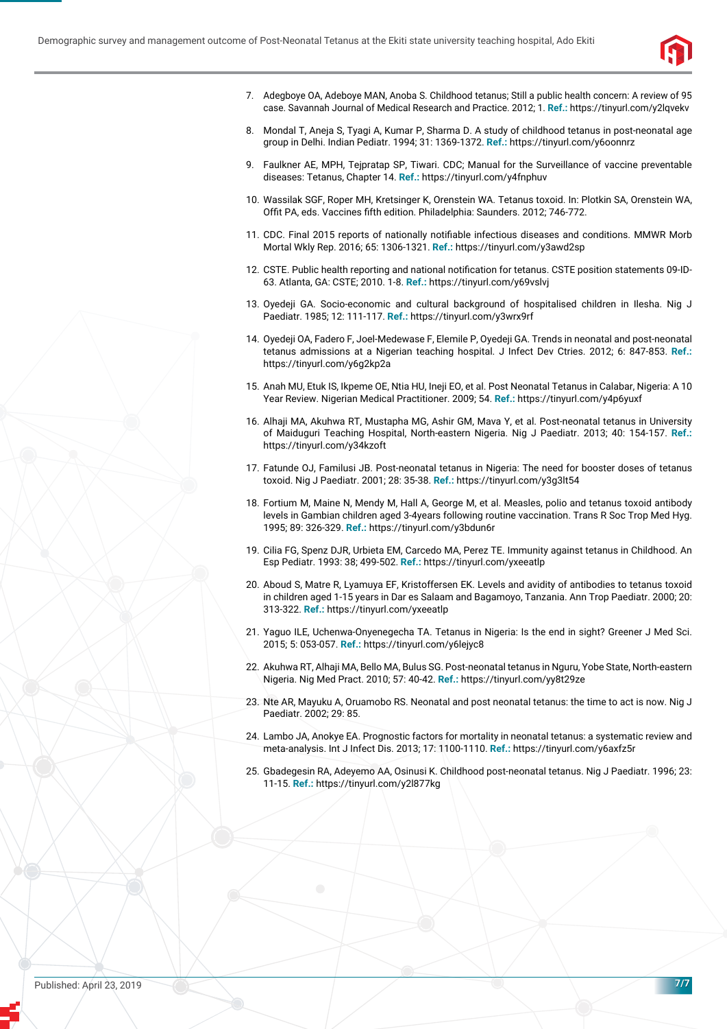7. Adegboye OA, Adeboye MAN, Anoba S. Childhood tetanus; Still a public health concern: A review of 95 case. Savannah Journal of Medical Research and Practice. 2012; 1. **Ref.:** https://tinyurl.com/y2lqvekv

8. Mondal T, Aneja S, Tyagi A, Kumar P, Sharma D. A study of childhood tetanus in post-neonatal age group in Delhi. Indian Pediatr. 1994; 31: 1369-1372. **Ref.:** https://tinyurl.com/y6oonnrz

9. Faulkner AE, MPH, Tejpratap SP, Tiwari. CDC; Manual for the Surveillance of vaccine preventable diseases: Tetanus, Chapter 14. **Ref.:** https://tinyurl.com/y4fnphuv

10. Wassilak SGF, Roper MH, Kretsinger K, Orenstein WA. Tetanus toxoid. In: Plotkin SA, Orenstein WA, Offit PA, eds. Vaccines fifth edition. Philadelphia: Saunders. 2012; 746-772.

11. CDC. Final 2015 reports of nationally notifiable infectious diseases and conditions. MMWR Morb Mortal Wkly Rep. 2016; 65: 1306-1321. **Ref.:** https://tinyurl.com/y3awd2sp

12. CSTE. Public health reporting and national notification for tetanus. CSTE position statements 09-ID-63. Atlanta, GA: CSTE; 2010. 1-8. **Ref.:** https://tinyurl.com/y69vslvj

13. Oyedeji GA. Socio-economic and cultural background of hospitalised children in Ilesha. Nig J Paediatr. 1985; 12: 111-117. **Ref.:** https://tinyurl.com/y3wrx9rf

14. Oyedeji OA, Fadero F, Joel-Medewase F, Elemile P, Oyedeji GA. Trends in neonatal and post-neonatal tetanus admissions at a Nigerian teaching hospital. J Infect Dev Ctries. 2012; 6: 847-853. **Ref.:** https://tinyurl.com/y6g2kp2a

15. Anah MU, Etuk IS, Ikpeme OE, Ntia HU, Ineji EO, et al. Post Neonatal Tetanus in Calabar, Nigeria: A 10 Year Review. Nigerian Medical Practitioner. 2009; 54. **Ref.:** https://tinyurl.com/y4p6yuxf

16. Alhaji MA, Akuhwa RT, Mustapha MG, Ashir GM, Mava Y, et al. Post-neonatal tetanus in University of Maiduguri Teaching Hospital, North-eastern Nigeria. Nig J Paediatr. 2013; 40: 154-157. **Ref.:** https://tinyurl.com/y34kzoft

17. Fatunde OJ, Familusi JB. Post-neonatal tetanus in Nigeria: The need for booster doses of tetanus toxoid. Nig J Paediatr. 2001; 28: 35-38. **Ref.:** https://tinyurl.com/y3g3lt54

18. Fortium M, Maine N, Mendy M, Hall A, George M, et al. Measles, polio and tetanus toxoid antibody levels in Gambian children aged 3-4years following routine vaccination. Trans R Soc Trop Med Hyg. 1995; 89: 326-329. **Ref.:** https://tinyurl.com/y3bdun6r

19. Cilia FG, Spenz DJR, Urbieta EM, Carcedo MA, Perez TE. Immunity against tetanus in Childhood. An Esp Pediatr. 1993: 38; 499-502. **Ref.:** https://tinyurl.com/yxeeatlp

20. Aboud S, Matre R, Lyamuya EF, Kristoffersen EK. Levels and avidity of antibodies to tetanus toxoid in children aged 1-15 years in Dar es Salaam and Bagamoyo, Tanzania. Ann Trop Paediatr. 2000; 20: 313-322. **Ref.:** https://tinyurl.com/yxeeatlp

21. Yaguo ILE, Uchenwa-Onyenegecha TA. Tetanus in Nigeria: Is the end in sight? Greener J Med Sci. 2015; 5: 053-057. **Ref.:** https://tinyurl.com/y6lejyc8

22. Akuhwa RT, Alhaji MA, Bello MA, Bulus SG. Post-neonatal tetanus in Nguru, Yobe State, North-eastern Nigeria. Nig Med Pract. 2010; 57: 40-42. **Ref.:** https://tinyurl.com/yy8t29ze

23. Nte AR, Mayuku A, Oruamobo RS. Neonatal and post neonatal tetanus: the time to act is now. Nig J Paediatr. 2002; 29: 85.

24. Lambo JA, Anokye EA. Prognostic factors for mortality in neonatal tetanus: a systematic review and meta-analysis. Int J Infect Dis. 2013; 17: 1100-1110. **Ref.:** https://tinyurl.com/y6axfz5r

25. Gbadegesin RA, Adeyemo AA, Osinusi K. Childhood post-neonatal tetanus. Nig J Paediatr. 1996; 23: 11-15. **Ref.:** https://tinyurl.com/y2l877kg